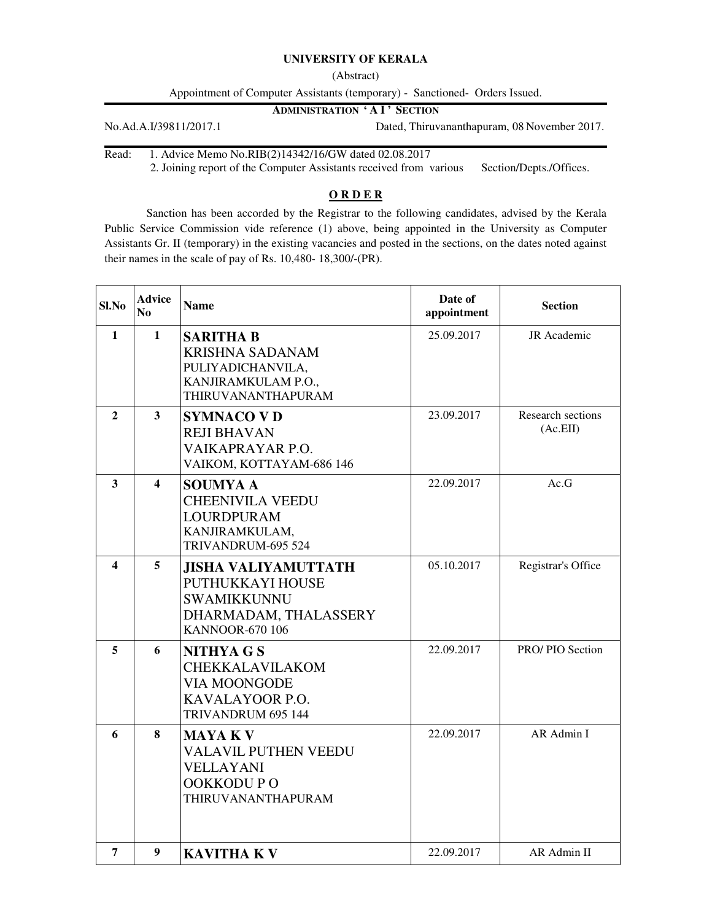**UNIVERSITY OF KERALA**

(Abstract)

Appointment of Computer Assistants (temporary) - Sanctioned- Orders Issued.

**ADMINISTRATION 'A I' SECTION**

No.Ad.A.I/39811/2017.1 Dated, Thiruvananthapuram, 08 November 2017.

Read: 1. Advice Memo No.RIB(2)14342/16/GW dated 02.08.2017
2. Joining report of the Computer Assistants received from various Section/Depts./Offices.

**O R D E R**

Sanction has been accorded by the Registrar to the following candidates, advised by the Kerala Public Service Commission vide reference (1) above, being appointed in the University as Computer Assistants Gr. II (temporary) in the existing vacancies and posted in the sections, on the dates noted against their names in the scale of pay of Rs. 10,480- 18,300/-(PR).

| Sl.No | Advice No | Name | Date of appointment | Section |
|---|---|---|---|---|
| 1 | 1 | **SARITHA B**<br>KRISHNA SADANAM<br>PULIYADICHANVILA,<br>KANJIRAMKULAM P.O.,<br>THIRUVANANTHAPURAM | 25.09.2017 | JR Academic |
| 2 | 3 | **SYMNACO V D**<br>REJI BHAVAN<br>VAIKAPRAYAR P.O.<br>VAIKOM, KOTTAYAM-686 146 | 23.09.2017 | Research sections (Ac.EII) |
| 3 | 4 | **SOUMYA A**<br>CHEENIVILA VEEDU<br>LOURDPURAM<br>KANJIRAMKULAM,<br>TRIVANDRUM-695 524 | 22.09.2017 | Ac.G |
| 4 | 5 | **JISHA VALIYAMUTTATH**<br>PUTHUKKAYI HOUSE<br>SWAMIKKUNNU<br>DHARMADAM, THALASSERY<br>KANNOOR-670 106 | 05.10.2017 | Registrar's Office |
| 5 | 6 | **NITHYA G S**<br>CHEKKALAVILAKOM<br>VIA MOONGODE<br>KAVALAYOOR P.O.<br>TRIVANDRUM 695 144 | 22.09.2017 | PRO/ PIO Section |
| 6 | 8 | **MAYA K V**<br>VALAVIL PUTHEN VEEDU<br>VELLAYANI<br>OOKKODU P O<br>THIRUVANANTHAPURAM | 22.09.2017 | AR Admin I |
| 7 | 9 | **KAVITHA K V** | 22.09.2017 | AR Admin II |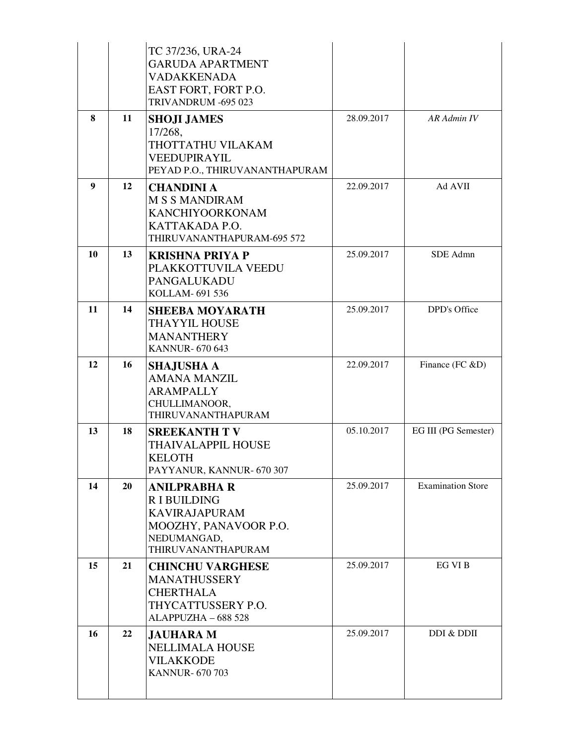| | | | | |
|---|---|---|---|---|
| | | TC 37/236, URA-24<br>GARUDA APARTMENT<br>VADAKKENADA<br>EAST FORT, FORT P.O.<br>TRIVANDRUM -695 023 | | |
| **8** | **11** | **SHOJI JAMES**<br>17/268,<br>THOTTATHU VILAKAM<br>VEEDUPIRAYIL<br>PEYAD P.O., THIRUVANANTHAPURAM | 28.09.2017 | *AR Admin IV* |
| **9** | **12** | **CHANDINI A**<br>M S S MANDIRAM<br>KANCHIYOORKONAM<br>KATTAKADA P.O.<br>THIRUVANANTHAPURAM-695 572 | 22.09.2017 | Ad AVII |
| **10** | **13** | **KRISHNA PRIYA P**<br>PLAKKOTTUVILA VEEDU<br>PANGALUKADU<br>KOLLAM- 691 536 | 25.09.2017 | SDE Admn |
| **11** | **14** | **SHEEBA MOYARATH**<br>THAYYIL HOUSE<br>MANANTHERY<br>KANNUR- 670 643 | 25.09.2017 | DPD's Office |
| **12** | **16** | **SHAJUSHA A**<br>AMANA MANZIL<br>ARAMPALLY<br>CHULLIMANOOR,<br>THIRUVANANTHAPURAM | 22.09.2017 | Finance (FC &D) |
| **13** | **18** | **SREEKANTH T V**<br>THAIVALAPPIL HOUSE<br>KELOTH<br>PAYYANUR, KANNUR- 670 307 | 05.10.2017 | EG III (PG Semester) |
| **14** | **20** | **ANILPRABHA R**<br>R I BUILDING<br>KAVIRAJAPURAM<br>MOOZHY, PANAVOOR P.O.<br>NEDUMANGAD,<br>THIRUVANANTHAPURAM | 25.09.2017 | Examination Store |
| **15** | **21** | **CHINCHU VARGHESE**<br>MANATHUSSERY<br>CHERTHALA<br>THYCATTUSSERY P.O.<br>ALAPPUZHA – 688 528 | 25.09.2017 | EG VI B |
| **16** | **22** | **JAUHARA M**<br>NELLIMALA HOUSE<br>VILAKKODE<br>KANNUR- 670 703 | 25.09.2017 | DDI & DDII |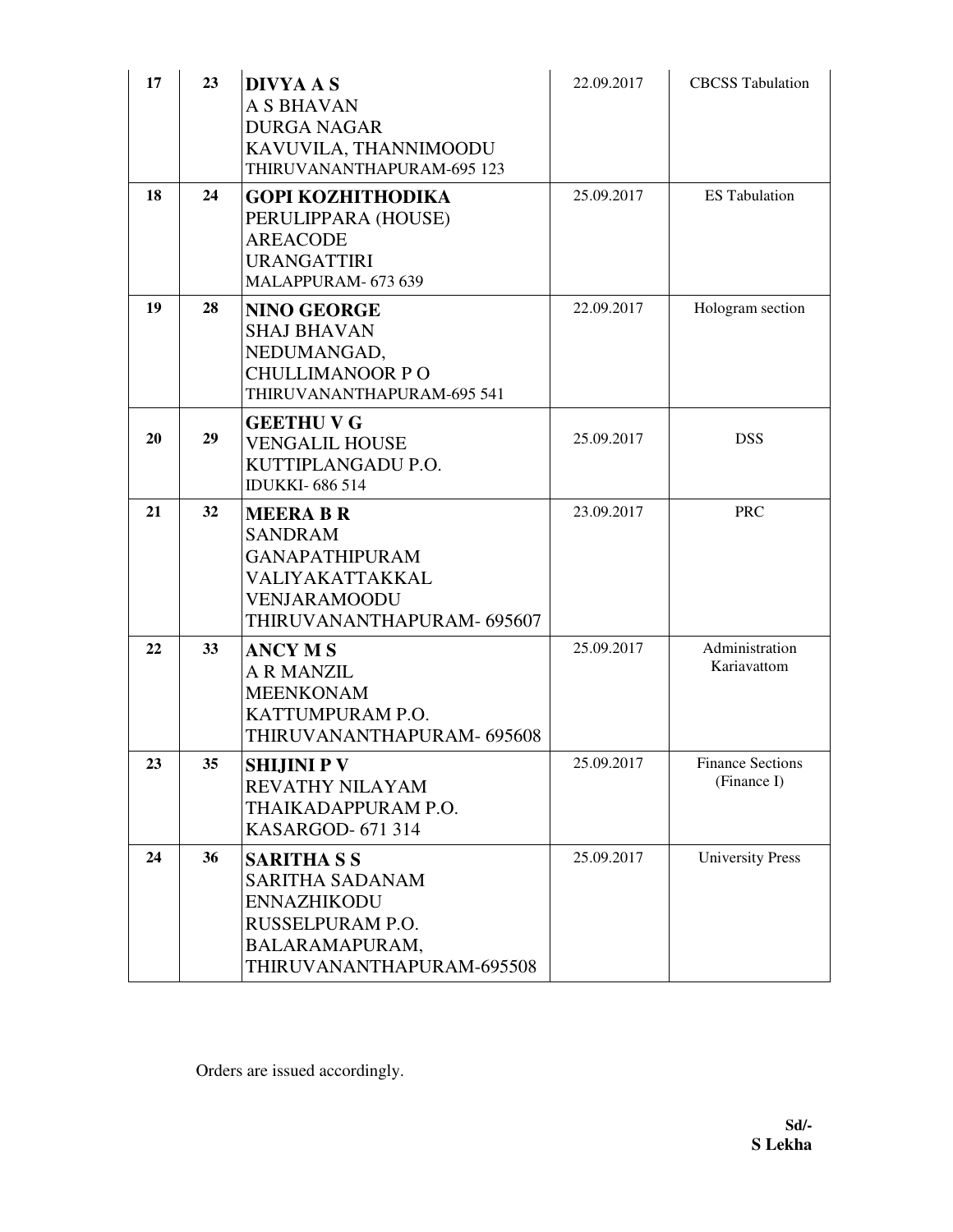| | | | | |
|---|---|---|---|---|
| 17 | 23 | **DIVYA A S**<br>A S BHAVAN<br>DURGA NAGAR<br>KAVUVILA, THANNIMOODU<br>THIRUVANANTHAPURAM-695 123 | 22.09.2017 | CBCSS Tabulation |
| 18 | 24 | **GOPI KOZHITHODIKA**<br>PERULIPPARA (HOUSE)<br>AREACODE<br>URANGATTIRI<br>MALAPPURAM- 673 639 | 25.09.2017 | ES Tabulation |
| 19 | 28 | **NINO GEORGE**<br>SHAJ BHAVAN<br>NEDUMANGAD,<br>CHULLIMANOOR P O<br>THIRUVANANTHAPURAM-695 541 | 22.09.2017 | Hologram section |
| 20 | 29 | **GEETHU V G**<br>VENGALIL HOUSE<br>KUTTIPLANGADU P.O.<br>IDUKKI- 686 514 | 25.09.2017 | DSS |
| 21 | 32 | **MEERA B R**<br>SANDRAM<br>GANAPATHIPURAM<br>VALIYAKATTAKKAL<br>VENJARAMOODU<br>THIRUVANANTHAPURAM- 695607 | 23.09.2017 | PRC |
| 22 | 33 | **ANCY M S**<br>A R MANZIL<br>MEENKONAM<br>KATTUMPURAM P.O.<br>THIRUVANANTHAPURAM- 695608 | 25.09.2017 | Administration Kariavattom |
| 23 | 35 | **SHIJINI P V**<br>REVATHY NILAYAM<br>THAIKADAPPURAM P.O.<br>KASARGOD- 671 314 | 25.09.2017 | Finance Sections (Finance I) |
| 24 | 36 | **SARITHA S S**<br>SARITHA SADANAM<br>ENNAZHIKODU<br>RUSSELPURAM P.O.<br>BALARAMAPURAM,<br>THIRUVANANTHAPURAM-695508 | 25.09.2017 | University Press |

Orders are issued accordingly.

**Sd/-**
**S Lekha**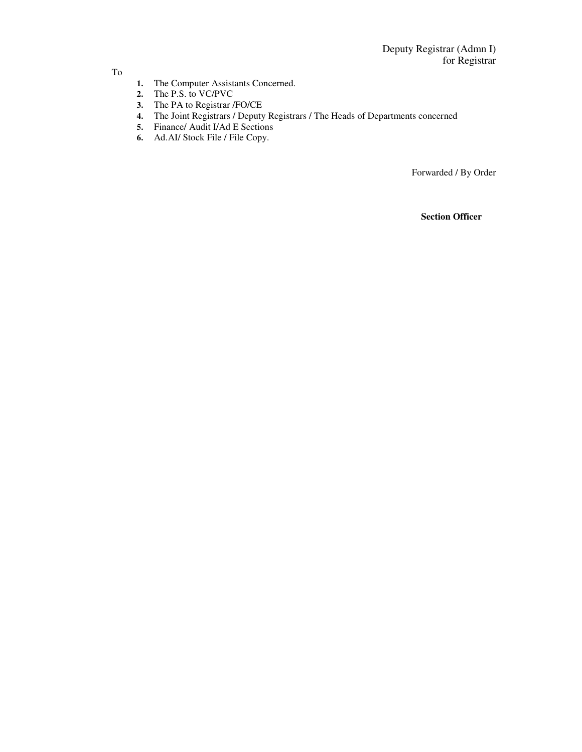Deputy Registrar (Admn I)
for Registrar

To

1. The Computer Assistants Concerned.
2. The P.S. to VC/PVC
3. The PA to Registrar /FO/CE
4. The Joint Registrars / Deputy Registrars / The Heads of Departments concerned
5. Finance/ Audit I/Ad E Sections
6. Ad.AI/ Stock File / File Copy.

Forwarded / By Order

**Section Officer**